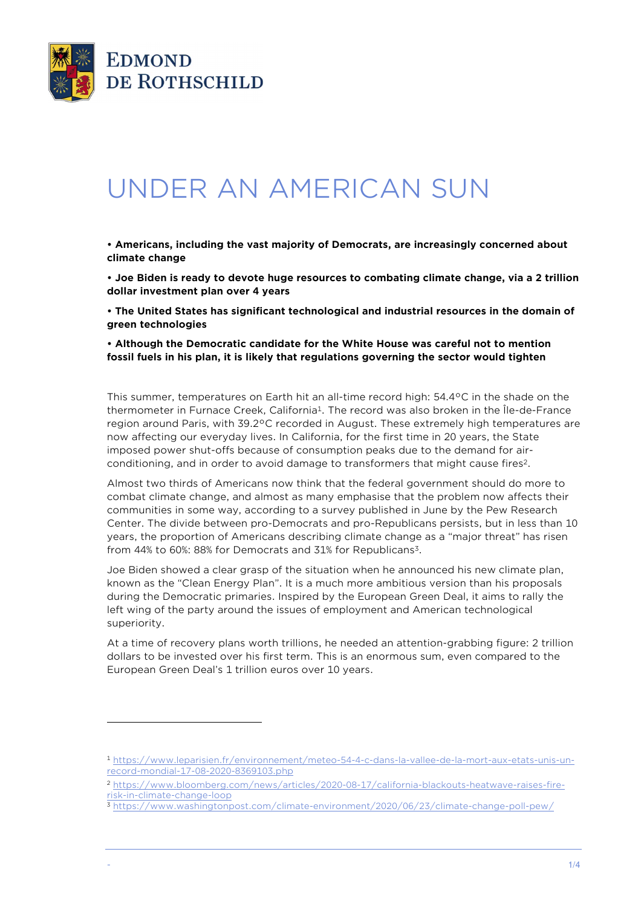# UNDER AN AMERICAN SUN

**• Americans, including the vast majority of Democrats, are increasingly concerned about climate change**

**• Joe Biden is ready to devote huge resources to combating climate change, via a 2 trillion dollar investment plan over 4 years**

**• The United States has significant technological and industrial resources in the domain of green technologies**

**• Although the Democratic candidate for the White House was careful not to mention fossil fuels in his plan, it is likely that regulations governing the sector would tighten**

This summer, temperatures on Earth hit an all-time record high: 54.4°C in the shade on the thermometer in Furnace Creek, California[1]. The record was also broken in the Île-de-France region around Paris, with 39.2°C recorded in August. These extremely high temperatures are now affecting our everyday lives. In California, for the first time in 20 years, the State imposed power shut-offs because of consumption peaks due to the demand for air-conditioning, and in order to avoid damage to transformers that might cause fires[2].

Almost two thirds of Americans now think that the federal government should do more to combat climate change, and almost as many emphasise that the problem now affects their communities in some way, according to a survey published in June by the Pew Research Center. The divide between pro-Democrats and pro-Republicans persists, but in less than 10 years, the proportion of Americans describing climate change as a "major threat" has risen from 44% to 60%: 88% for Democrats and 31% for Republicans[3].

Joe Biden showed a clear grasp of the situation when he announced his new climate plan, known as the "Clean Energy Plan". It is a much more ambitious version than his proposals during the Democratic primaries. Inspired by the European Green Deal, it aims to rally the left wing of the party around the issues of employment and American technological superiority.

At a time of recovery plans worth trillions, he needed an attention-grabbing figure: 2 trillion dollars to be invested over his first term. This is an enormous sum, even compared to the European Green Deal's 1 trillion euros over 10 years.

---

[1] https://www.leparisien.fr/environnement/meteo-54-4-c-dans-la-vallee-de-la-mort-aux-etats-unis-un-record-mondial-17-08-2020-8369103.php

[2] https://www.bloomberg.com/news/articles/2020-08-17/california-blackouts-heatwave-raises-fire-risk-in-climate-change-loop

[3] https://www.washingtonpost.com/climate-environment/2020/06/23/climate-change-poll-pew/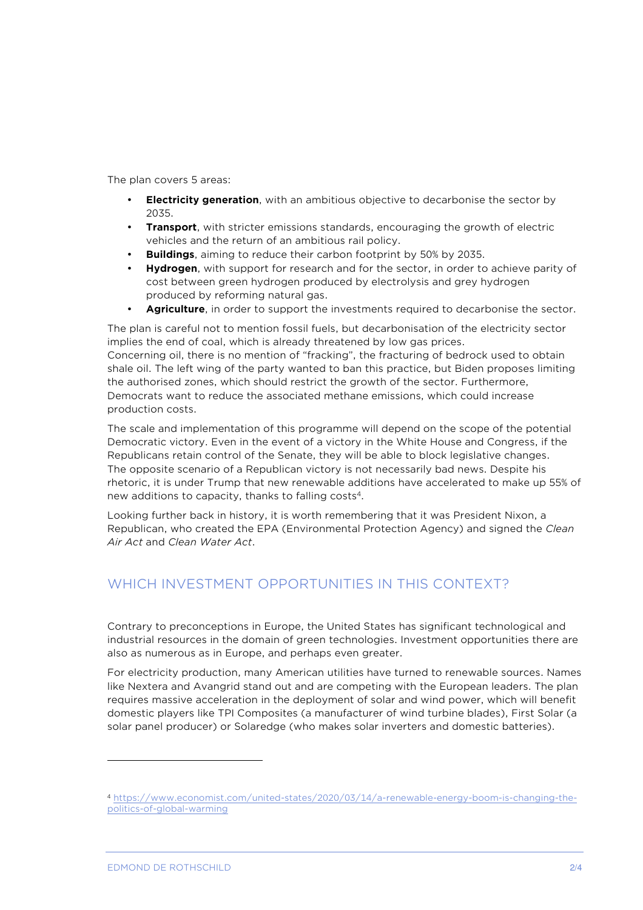The plan covers 5 areas:

- **Electricity generation**, with an ambitious objective to decarbonise the sector by 2035.
- **Transport**, with stricter emissions standards, encouraging the growth of electric vehicles and the return of an ambitious rail policy.
- **Buildings**, aiming to reduce their carbon footprint by 50% by 2035.
- **Hydrogen**, with support for research and for the sector, in order to achieve parity of cost between green hydrogen produced by electrolysis and grey hydrogen produced by reforming natural gas.
- **Agriculture**, in order to support the investments required to decarbonise the sector.

The plan is careful not to mention fossil fuels, but decarbonisation of the electricity sector implies the end of coal, which is already threatened by low gas prices.
Concerning oil, there is no mention of "fracking", the fracturing of bedrock used to obtain shale oil. The left wing of the party wanted to ban this practice, but Biden proposes limiting the authorised zones, which should restrict the growth of the sector. Furthermore, Democrats want to reduce the associated methane emissions, which could increase production costs.

The scale and implementation of this programme will depend on the scope of the potential Democratic victory. Even in the event of a victory in the White House and Congress, if the Republicans retain control of the Senate, they will be able to block legislative changes.
The opposite scenario of a Republican victory is not necessarily bad news. Despite his rhetoric, it is under Trump that new renewable additions have accelerated to make up 55% of new additions to capacity, thanks to falling costs[4].

Looking further back in history, it is worth remembering that it was President Nixon, a Republican, who created the EPA (Environmental Protection Agency) and signed the *Clean Air Act* and *Clean Water Act*.

## WHICH INVESTMENT OPPORTUNITIES IN THIS CONTEXT?

Contrary to preconceptions in Europe, the United States has significant technological and industrial resources in the domain of green technologies. Investment opportunities there are also as numerous as in Europe, and perhaps even greater.

For electricity production, many American utilities have turned to renewable sources. Names like Nextera and Avangrid stand out and are competing with the European leaders. The plan requires massive acceleration in the deployment of solar and wind power, which will benefit domestic players like TPI Composites (a manufacturer of wind turbine blades), First Solar (a solar panel producer) or Solaredge (who makes solar inverters and domestic batteries).

---

[4] https://www.economist.com/united-states/2020/03/14/a-renewable-energy-boom-is-changing-the-politics-of-global-warming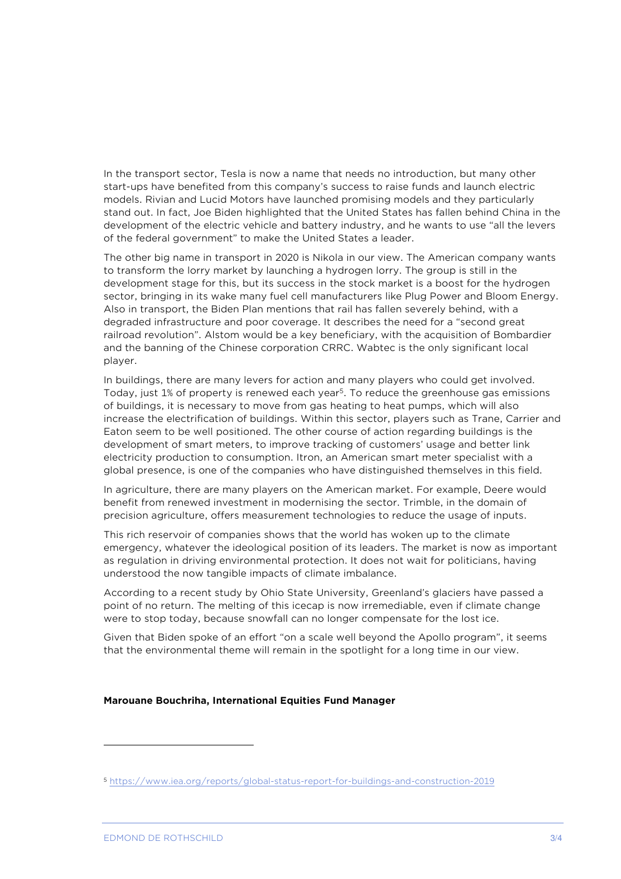In the transport sector, Tesla is now a name that needs no introduction, but many other start-ups have benefited from this company's success to raise funds and launch electric models. Rivian and Lucid Motors have launched promising models and they particularly stand out. In fact, Joe Biden highlighted that the United States has fallen behind China in the development of the electric vehicle and battery industry, and he wants to use "all the levers of the federal government" to make the United States a leader.

The other big name in transport in 2020 is Nikola in our view. The American company wants to transform the lorry market by launching a hydrogen lorry. The group is still in the development stage for this, but its success in the stock market is a boost for the hydrogen sector, bringing in its wake many fuel cell manufacturers like Plug Power and Bloom Energy. Also in transport, the Biden Plan mentions that rail has fallen severely behind, with a degraded infrastructure and poor coverage. It describes the need for a "second great railroad revolution". Alstom would be a key beneficiary, with the acquisition of Bombardier and the banning of the Chinese corporation CRRC. Wabtec is the only significant local player.

In buildings, there are many levers for action and many players who could get involved. Today, just 1% of property is renewed each year[5]. To reduce the greenhouse gas emissions of buildings, it is necessary to move from gas heating to heat pumps, which will also increase the electrification of buildings. Within this sector, players such as Trane, Carrier and Eaton seem to be well positioned. The other course of action regarding buildings is the development of smart meters, to improve tracking of customers' usage and better link electricity production to consumption. Itron, an American smart meter specialist with a global presence, is one of the companies who have distinguished themselves in this field.

In agriculture, there are many players on the American market. For example, Deere would benefit from renewed investment in modernising the sector. Trimble, in the domain of precision agriculture, offers measurement technologies to reduce the usage of inputs.

This rich reservoir of companies shows that the world has woken up to the climate emergency, whatever the ideological position of its leaders. The market is now as important as regulation in driving environmental protection. It does not wait for politicians, having understood the now tangible impacts of climate imbalance.

According to a recent study by Ohio State University, Greenland's glaciers have passed a point of no return. The melting of this icecap is now irremediable, even if climate change were to stop today, because snowfall can no longer compensate for the lost ice.

Given that Biden spoke of an effort "on a scale well beyond the Apollo program", it seems that the environmental theme will remain in the spotlight for a long time in our view.

**Marouane Bouchriha, International Equities Fund Manager**

---

[5] https://www.iea.org/reports/global-status-report-for-buildings-and-construction-2019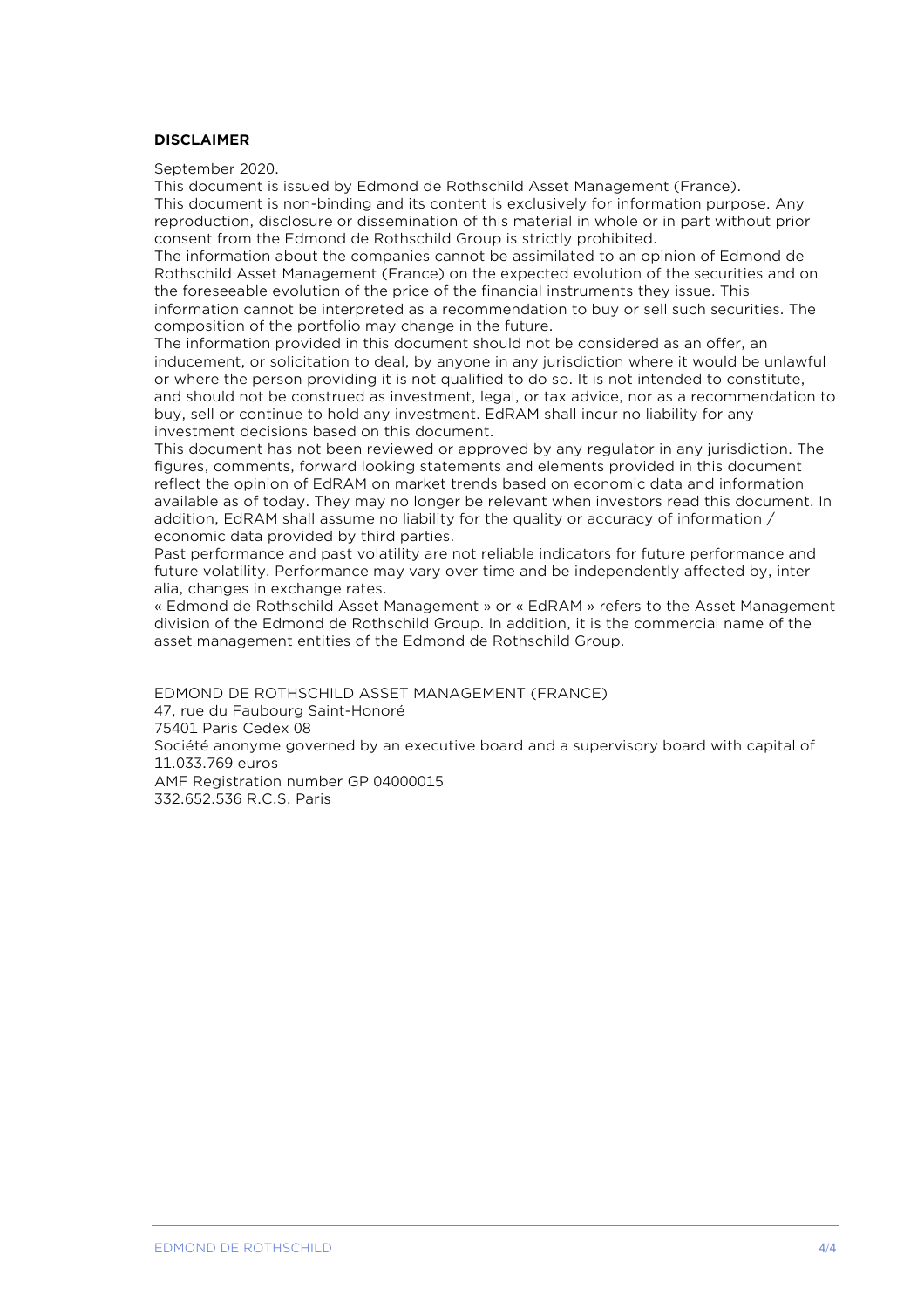**DISCLAIMER**

September 2020.
This document is issued by Edmond de Rothschild Asset Management (France).
This document is non-binding and its content is exclusively for information purpose. Any reproduction, disclosure or dissemination of this material in whole or in part without prior consent from the Edmond de Rothschild Group is strictly prohibited.
The information about the companies cannot be assimilated to an opinion of Edmond de Rothschild Asset Management (France) on the expected evolution of the securities and on the foreseeable evolution of the price of the financial instruments they issue. This information cannot be interpreted as a recommendation to buy or sell such securities. The composition of the portfolio may change in the future.
The information provided in this document should not be considered as an offer, an inducement, or solicitation to deal, by anyone in any jurisdiction where it would be unlawful or where the person providing it is not qualified to do so. It is not intended to constitute, and should not be construed as investment, legal, or tax advice, nor as a recommendation to buy, sell or continue to hold any investment. EdRAM shall incur no liability for any investment decisions based on this document.
This document has not been reviewed or approved by any regulator in any jurisdiction. The figures, comments, forward looking statements and elements provided in this document reflect the opinion of EdRAM on market trends based on economic data and information available as of today. They may no longer be relevant when investors read this document. In addition, EdRAM shall assume no liability for the quality or accuracy of information / economic data provided by third parties.
Past performance and past volatility are not reliable indicators for future performance and future volatility. Performance may vary over time and be independently affected by, inter alia, changes in exchange rates.
« Edmond de Rothschild Asset Management » or « EdRAM » refers to the Asset Management division of the Edmond de Rothschild Group. In addition, it is the commercial name of the asset management entities of the Edmond de Rothschild Group.

EDMOND DE ROTHSCHILD ASSET MANAGEMENT (FRANCE)
47, rue du Faubourg Saint-Honoré
75401 Paris Cedex 08
Société anonyme governed by an executive board and a supervisory board with capital of 11.033.769 euros
AMF Registration number GP 04000015
332.652.536 R.C.S. Paris